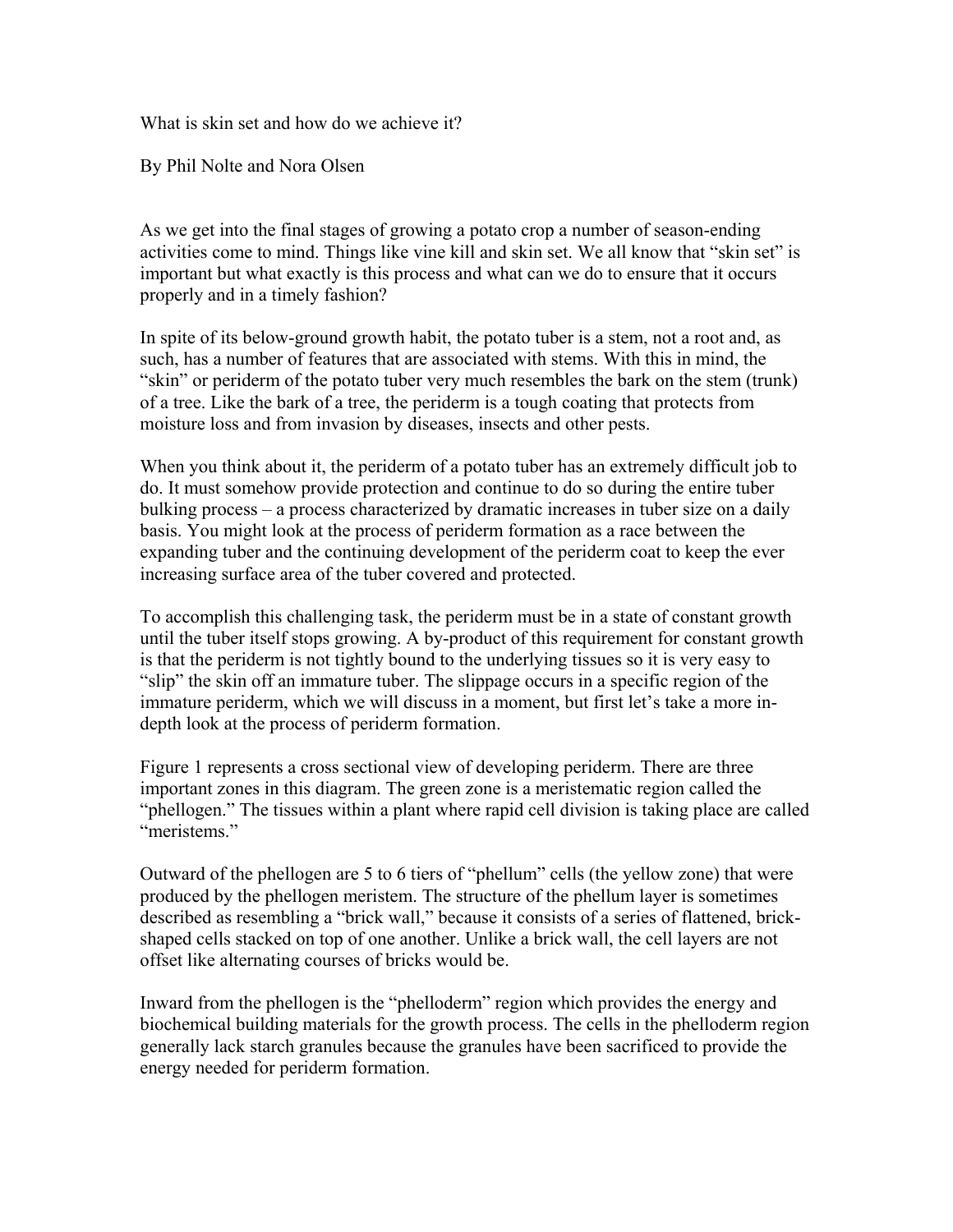# What is skin set and how do we achieve it?

By Phil Nolte and Nora Olsen

As we get into the final stages of growing a potato crop a number of season-ending activities come to mind. Things like vine kill and skin set. We all know that "skin set" is important but what exactly is this process and what can we do to ensure that it occurs properly and in a timely fashion?

In spite of its below-ground growth habit, the potato tuber is a stem, not a root and, as such, has a number of features that are associated with stems. With this in mind, the "skin" or periderm of the potato tuber very much resembles the bark on the stem (trunk) of a tree. Like the bark of a tree, the periderm is a tough coating that protects from moisture loss and from invasion by diseases, insects and other pests.

When you think about it, the periderm of a potato tuber has an extremely difficult job to do. It must somehow provide protection and continue to do so during the entire tuber bulking process – a process characterized by dramatic increases in tuber size on a daily basis. You might look at the process of periderm formation as a race between the expanding tuber and the continuing development of the periderm coat to keep the ever increasing surface area of the tuber covered and protected.

To accomplish this challenging task, the periderm must be in a state of constant growth until the tuber itself stops growing. A by-product of this requirement for constant growth is that the periderm is not tightly bound to the underlying tissues so it is very easy to "slip" the skin off an immature tuber. The slippage occurs in a specific region of the immature periderm, which we will discuss in a moment, but first let's take a more in-depth look at the process of periderm formation.

Figure 1 represents a cross sectional view of developing periderm. There are three important zones in this diagram. The green zone is a meristematic region called the "phellogen." The tissues within a plant where rapid cell division is taking place are called "meristems."

Outward of the phellogen are 5 to 6 tiers of "phellum" cells (the yellow zone) that were produced by the phellogen meristem. The structure of the phellum layer is sometimes described as resembling a "brick wall," because it consists of a series of flattened, brick-shaped cells stacked on top of one another. Unlike a brick wall, the cell layers are not offset like alternating courses of bricks would be.

Inward from the phellogen is the "phelloderm" region which provides the energy and biochemical building materials for the growth process. The cells in the phelloderm region generally lack starch granules because the granules have been sacrificed to provide the energy needed for periderm formation.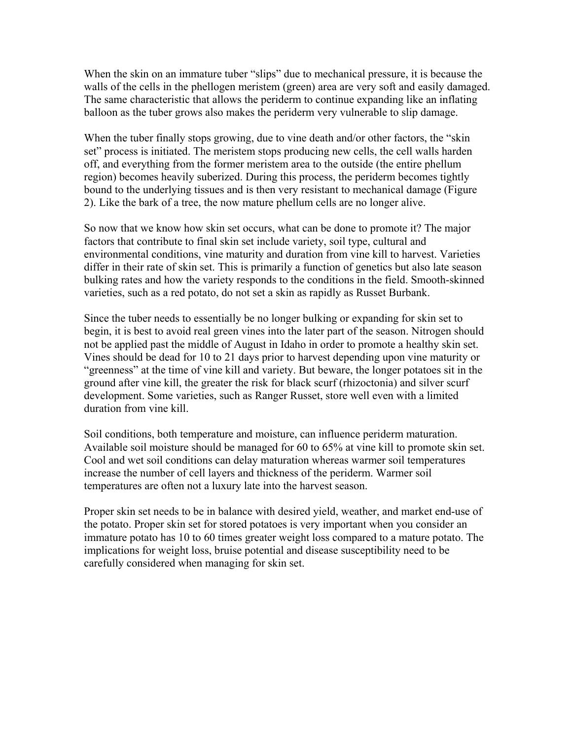When the skin on an immature tuber "slips" due to mechanical pressure, it is because the walls of the cells in the phellogen meristem (green) area are very soft and easily damaged. The same characteristic that allows the periderm to continue expanding like an inflating balloon as the tuber grows also makes the periderm very vulnerable to slip damage.

When the tuber finally stops growing, due to vine death and/or other factors, the "skin set" process is initiated. The meristem stops producing new cells, the cell walls harden off, and everything from the former meristem area to the outside (the entire phellum region) becomes heavily suberized. During this process, the periderm becomes tightly bound to the underlying tissues and is then very resistant to mechanical damage (Figure 2). Like the bark of a tree, the now mature phellum cells are no longer alive.

So now that we know how skin set occurs, what can be done to promote it? The major factors that contribute to final skin set include variety, soil type, cultural and environmental conditions, vine maturity and duration from vine kill to harvest. Varieties differ in their rate of skin set. This is primarily a function of genetics but also late season bulking rates and how the variety responds to the conditions in the field. Smooth-skinned varieties, such as a red potato, do not set a skin as rapidly as Russet Burbank.

Since the tuber needs to essentially be no longer bulking or expanding for skin set to begin, it is best to avoid real green vines into the later part of the season. Nitrogen should not be applied past the middle of August in Idaho in order to promote a healthy skin set. Vines should be dead for 10 to 21 days prior to harvest depending upon vine maturity or "greenness" at the time of vine kill and variety. But beware, the longer potatoes sit in the ground after vine kill, the greater the risk for black scurf (rhizoctonia) and silver scurf development. Some varieties, such as Ranger Russet, store well even with a limited duration from vine kill.

Soil conditions, both temperature and moisture, can influence periderm maturation. Available soil moisture should be managed for 60 to 65% at vine kill to promote skin set. Cool and wet soil conditions can delay maturation whereas warmer soil temperatures increase the number of cell layers and thickness of the periderm. Warmer soil temperatures are often not a luxury late into the harvest season.

Proper skin set needs to be in balance with desired yield, weather, and market end-use of the potato. Proper skin set for stored potatoes is very important when you consider an immature potato has 10 to 60 times greater weight loss compared to a mature potato. The implications for weight loss, bruise potential and disease susceptibility need to be carefully considered when managing for skin set.